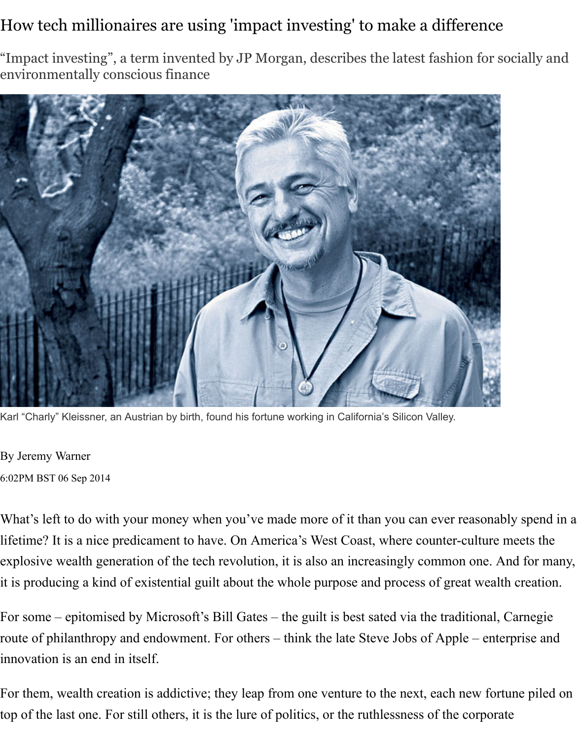# How tech millionaires are using 'impact investing' to make a difference

"Impact investing", a term invented by JP Morgan, describes the latest fashion for socially and environmentally conscious finance

Karl "Charly" Kleissner, an Austrian by birth, found his fortune working in California's Silicon Valley.

By Jeremy Warner

6:02PM BST 06 Sep 2014

What's left to do with your money when you've made more of it than you can ever reasonably spend in a lifetime? It is a nice predicament to have. On America's West Coast, where counter-culture meets the explosive wealth generation of the tech revolution, it is also an increasingly common one. And for many, it is producing a kind of existential guilt about the whole purpose and process of great wealth creation.

For some – epitomised by Microsoft's Bill Gates – the guilt is best sated via the traditional, Carnegie route of philanthropy and endowment. For others – think the late Steve Jobs of Apple – enterprise and innovation is an end in itself.

For them, wealth creation is addictive; they leap from one venture to the next, each new fortune piled on top of the last one. For still others, it is the lure of politics, or the ruthlessness of the corporate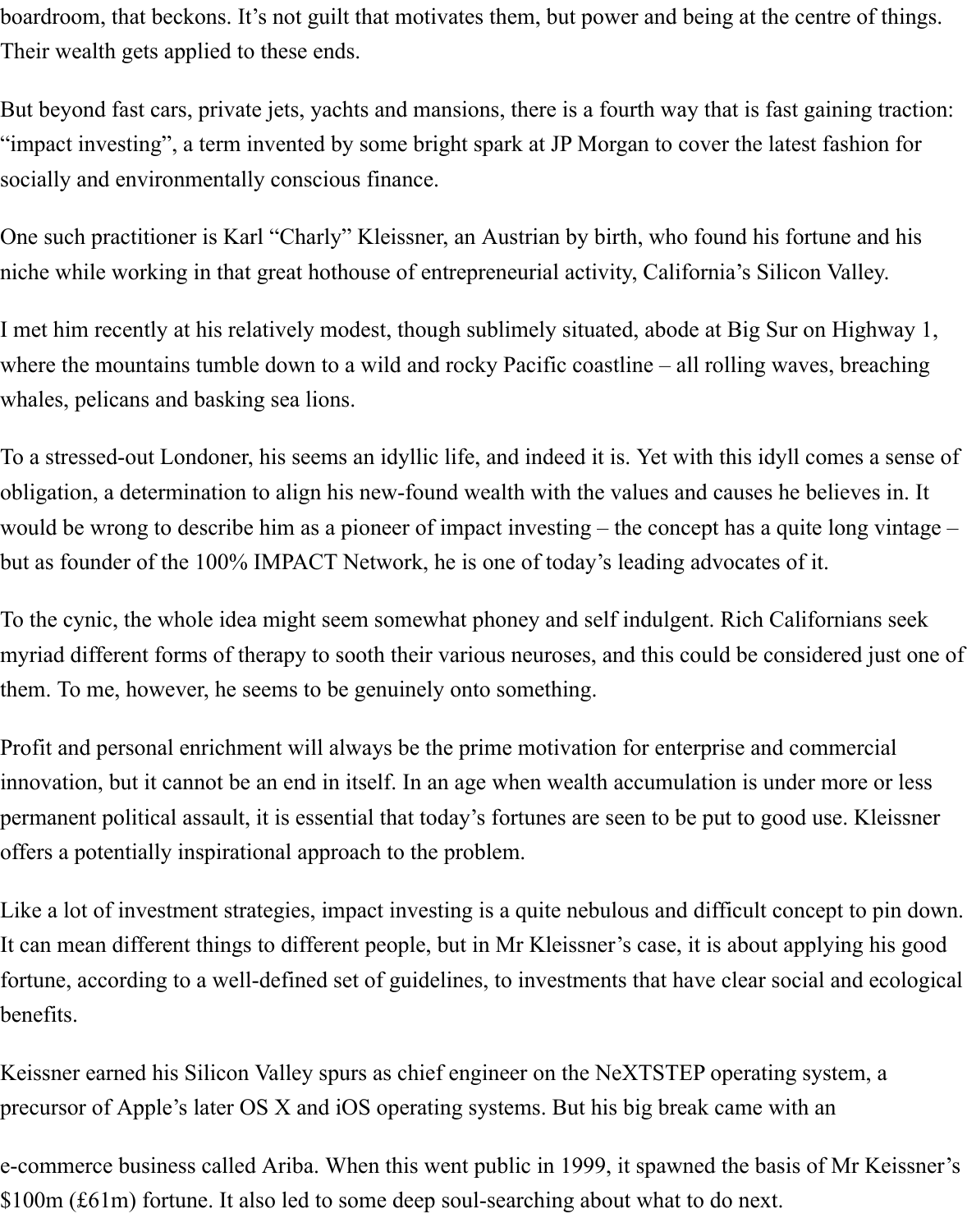boardroom, that beckons. It's not guilt that motivates them, but power and being at the centre of things. Their wealth gets applied to these ends.

But beyond fast cars, private jets, yachts and mansions, there is a fourth way that is fast gaining traction: "impact investing", a term invented by some bright spark at JP Morgan to cover the latest fashion for socially and environmentally conscious finance.

One such practitioner is Karl "Charly" Kleissner, an Austrian by birth, who found his fortune and his niche while working in that great hothouse of entrepreneurial activity, California's Silicon Valley.

I met him recently at his relatively modest, though sublimely situated, abode at Big Sur on Highway 1, where the mountains tumble down to a wild and rocky Pacific coastline – all rolling waves, breaching whales, pelicans and basking sea lions.

To a stressed-out Londoner, his seems an idyllic life, and indeed it is. Yet with this idyll comes a sense of obligation, a determination to align his new-found wealth with the values and causes he believes in. It would be wrong to describe him as a pioneer of impact investing – the concept has a quite long vintage – but as founder of the 100% IMPACT Network, he is one of today's leading advocates of it.

To the cynic, the whole idea might seem somewhat phoney and self indulgent. Rich Californians seek myriad different forms of therapy to sooth their various neuroses, and this could be considered just one of them. To me, however, he seems to be genuinely onto something.

Profit and personal enrichment will always be the prime motivation for enterprise and commercial innovation, but it cannot be an end in itself. In an age when wealth accumulation is under more or less permanent political assault, it is essential that today's fortunes are seen to be put to good use. Kleissner offers a potentially inspirational approach to the problem.

Like a lot of investment strategies, impact investing is a quite nebulous and difficult concept to pin down. It can mean different things to different people, but in Mr Kleissner's case, it is about applying his good fortune, according to a well-defined set of guidelines, to investments that have clear social and ecological benefits.

Keissner earned his Silicon Valley spurs as chief engineer on the NeXTSTEP operating system, a precursor of Apple's later OS X and iOS operating systems. But his big break came with an

e-commerce business called Ariba. When this went public in 1999, it spawned the basis of Mr Keissner's $100m (£61m) fortune. It also led to some deep soul-searching about what to do next.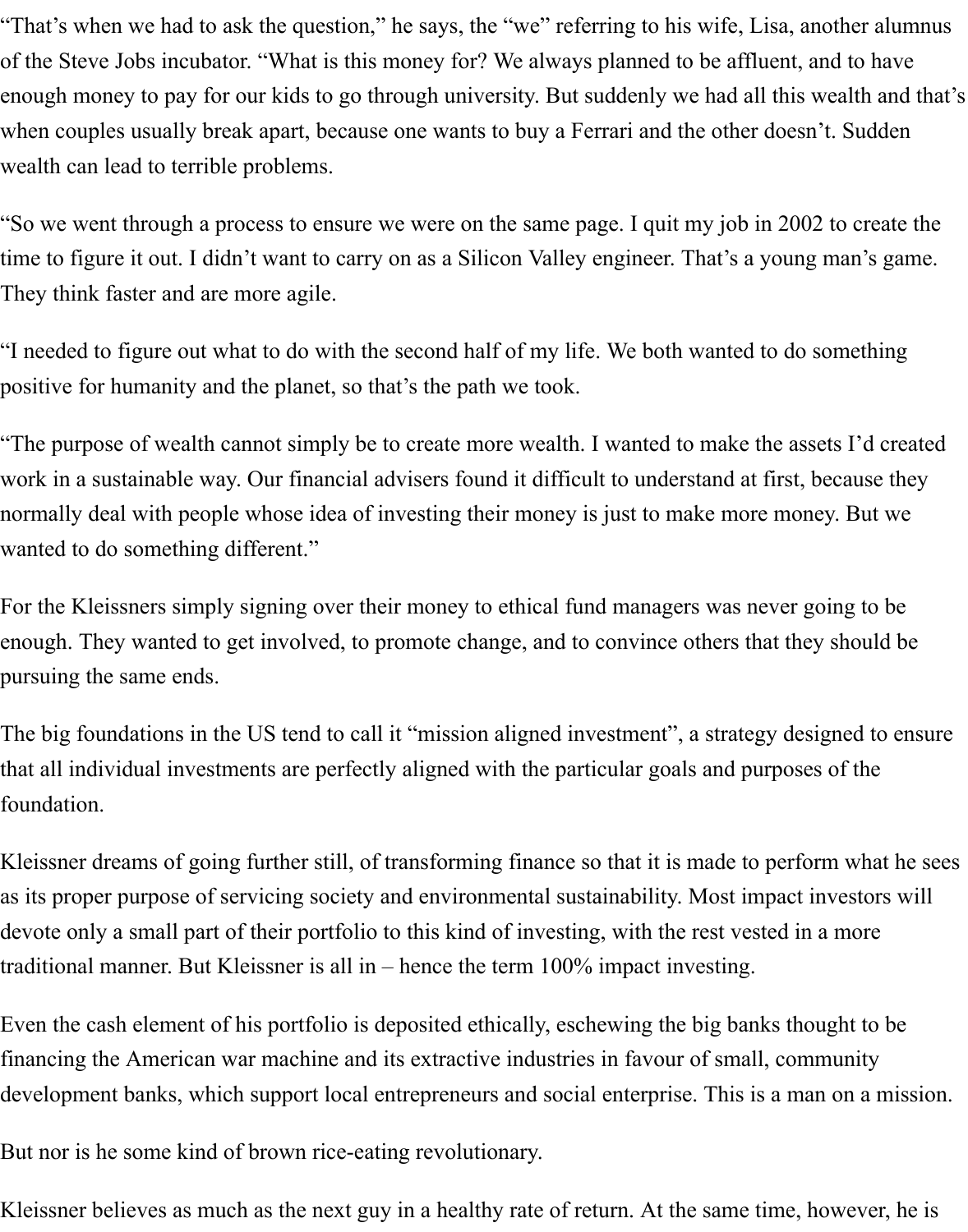“That’s when we had to ask the question,” he says, the “we” referring to his wife, Lisa, another alumnus of the Steve Jobs incubator. “What is this money for? We always planned to be affluent, and to have enough money to pay for our kids to go through university. But suddenly we had all this wealth and that’s when couples usually break apart, because one wants to buy a Ferrari and the other doesn’t. Sudden wealth can lead to terrible problems.

“So we went through a process to ensure we were on the same page. I quit my job in 2002 to create the time to figure it out. I didn’t want to carry on as a Silicon Valley engineer. That’s a young man’s game. They think faster and are more agile.

“I needed to figure out what to do with the second half of my life. We both wanted to do something positive for humanity and the planet, so that’s the path we took.

“The purpose of wealth cannot simply be to create more wealth. I wanted to make the assets I’d created work in a sustainable way. Our financial advisers found it difficult to understand at first, because they normally deal with people whose idea of investing their money is just to make more money. But we wanted to do something different.”

For the Kleissners simply signing over their money to ethical fund managers was never going to be enough. They wanted to get involved, to promote change, and to convince others that they should be pursuing the same ends.

The big foundations in the US tend to call it “mission aligned investment”, a strategy designed to ensure that all individual investments are perfectly aligned with the particular goals and purposes of the foundation.

Kleissner dreams of going further still, of transforming finance so that it is made to perform what he sees as its proper purpose of servicing society and environmental sustainability. Most impact investors will devote only a small part of their portfolio to this kind of investing, with the rest vested in a more traditional manner. But Kleissner is all in – hence the term 100% impact investing.

Even the cash element of his portfolio is deposited ethically, eschewing the big banks thought to be financing the American war machine and its extractive industries in favour of small, community development banks, which support local entrepreneurs and social enterprise. This is a man on a mission.

But nor is he some kind of brown rice-eating revolutionary.

Kleissner believes as much as the next guy in a healthy rate of return. At the same time, however, he is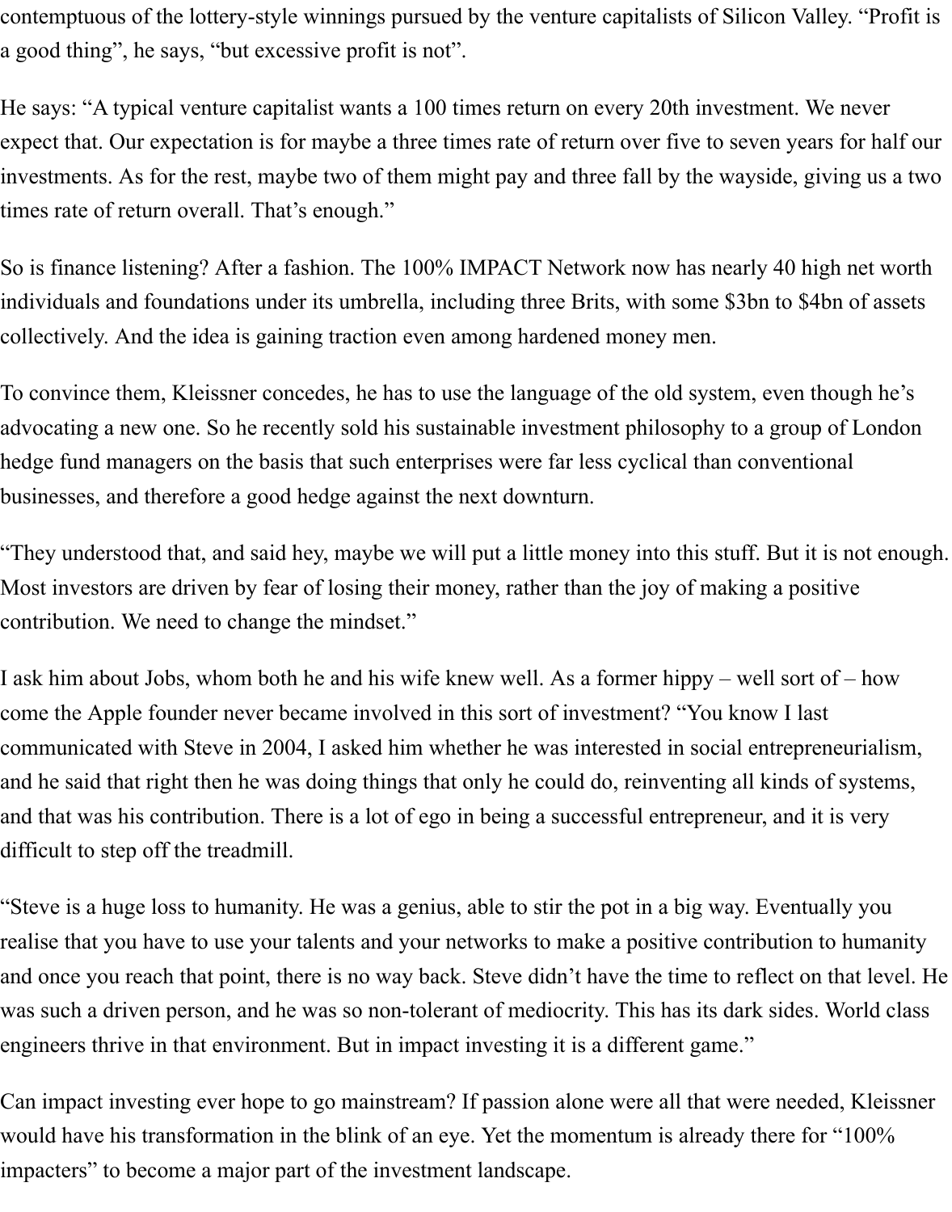contemptuous of the lottery-style winnings pursued by the venture capitalists of Silicon Valley. "Profit is a good thing", he says, "but excessive profit is not".

He says: "A typical venture capitalist wants a 100 times return on every 20th investment. We never expect that. Our expectation is for maybe a three times rate of return over five to seven years for half our investments. As for the rest, maybe two of them might pay and three fall by the wayside, giving us a two times rate of return overall. That's enough."

So is finance listening? After a fashion. The 100% IMPACT Network now has nearly 40 high net worth individuals and foundations under its umbrella, including three Brits, with some $3bn to $4bn of assets collectively. And the idea is gaining traction even among hardened money men.

To convince them, Kleissner concedes, he has to use the language of the old system, even though he's advocating a new one. So he recently sold his sustainable investment philosophy to a group of London hedge fund managers on the basis that such enterprises were far less cyclical than conventional businesses, and therefore a good hedge against the next downturn.

"They understood that, and said hey, maybe we will put a little money into this stuff. But it is not enough. Most investors are driven by fear of losing their money, rather than the joy of making a positive contribution. We need to change the mindset."

I ask him about Jobs, whom both he and his wife knew well. As a former hippy – well sort of – how come the Apple founder never became involved in this sort of investment? "You know I last communicated with Steve in 2004, I asked him whether he was interested in social entrepreneurialism, and he said that right then he was doing things that only he could do, reinventing all kinds of systems, and that was his contribution. There is a lot of ego in being a successful entrepreneur, and it is very difficult to step off the treadmill.

"Steve is a huge loss to humanity. He was a genius, able to stir the pot in a big way. Eventually you realise that you have to use your talents and your networks to make a positive contribution to humanity and once you reach that point, there is no way back. Steve didn't have the time to reflect on that level. He was such a driven person, and he was so non-tolerant of mediocrity. This has its dark sides. World class engineers thrive in that environment. But in impact investing it is a different game."

Can impact investing ever hope to go mainstream? If passion alone were all that were needed, Kleissner would have his transformation in the blink of an eye. Yet the momentum is already there for "100% impacters" to become a major part of the investment landscape.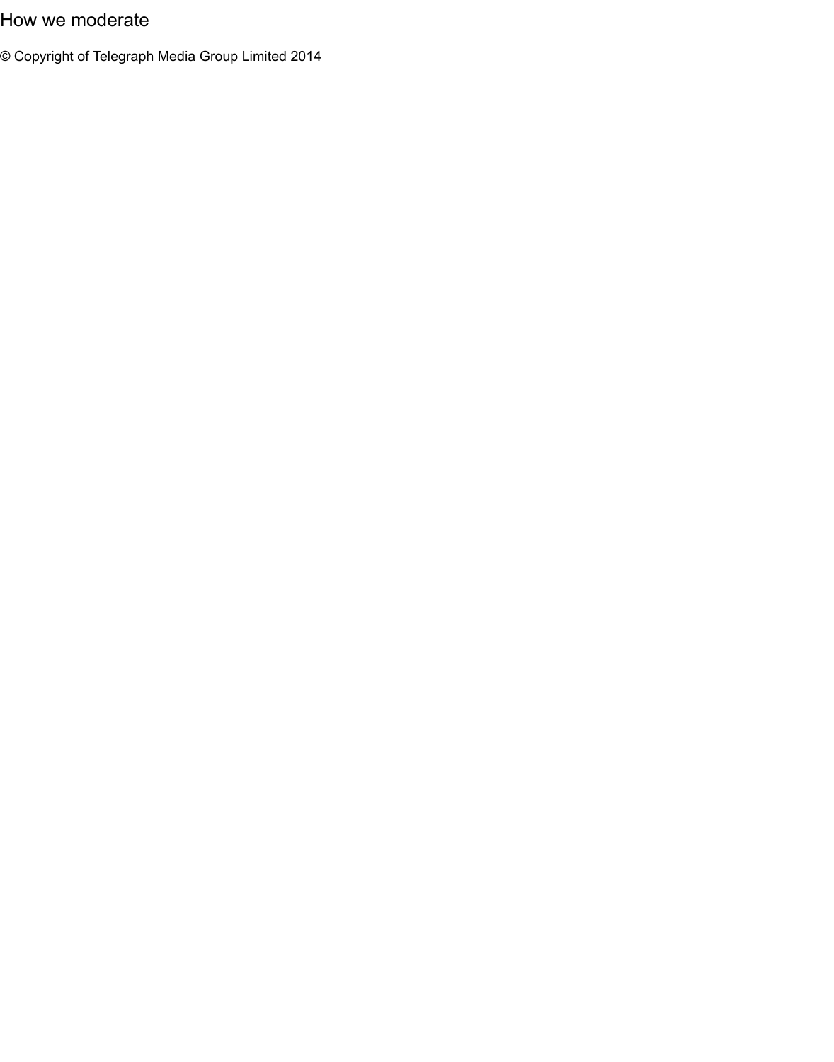How we moderate

© Copyright of Telegraph Media Group Limited 2014